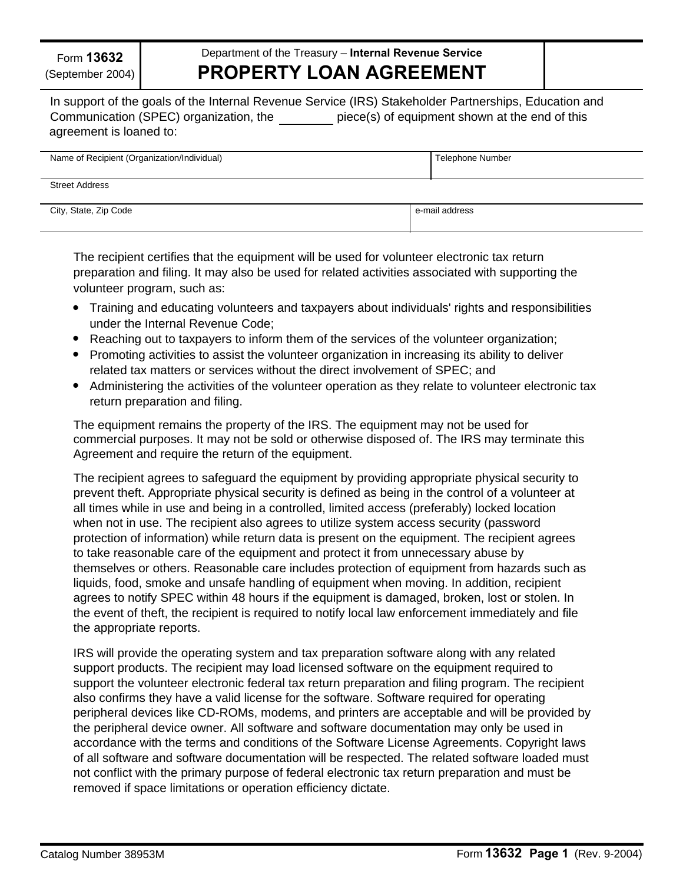Form **13632** (September 2004)

Department of the Treasury – **Internal Revenue Service**

# PROPERTY LOAN AGREEMENT

In support of the goals of the Internal Revenue Service (IRS) Stakeholder Partnerships, Education and Communication (SPEC) organization, the ________ piece(s) of equipment shown at the end of this agreement is loaned to:

| Name of Recipient (Organization/Individual) | Telephone Number |
| --- | --- |
| | |
| Street Address | |
| | |
| City, State, Zip Code | e-mail address |
| | |

The recipient certifies that the equipment will be used for volunteer electronic tax return preparation and filing. It may also be used for related activities associated with supporting the volunteer program, such as:

- Training and educating volunteers and taxpayers about individuals' rights and responsibilities under the Internal Revenue Code;
- Reaching out to taxpayers to inform them of the services of the volunteer organization;
- Promoting activities to assist the volunteer organization in increasing its ability to deliver related tax matters or services without the direct involvement of SPEC; and
- Administering the activities of the volunteer operation as they relate to volunteer electronic tax return preparation and filing.

The equipment remains the property of the IRS. The equipment may not be used for commercial purposes. It may not be sold or otherwise disposed of. The IRS may terminate this Agreement and require the return of the equipment.

The recipient agrees to safeguard the equipment by providing appropriate physical security to prevent theft. Appropriate physical security is defined as being in the control of a volunteer at all times while in use and being in a controlled, limited access (preferably) locked location when not in use. The recipient also agrees to utilize system access security (password protection of information) while return data is present on the equipment. The recipient agrees to take reasonable care of the equipment and protect it from unnecessary abuse by themselves or others. Reasonable care includes protection of equipment from hazards such as liquids, food, smoke and unsafe handling of equipment when moving. In addition, recipient agrees to notify SPEC within 48 hours if the equipment is damaged, broken, lost or stolen. In the event of theft, the recipient is required to notify local law enforcement immediately and file the appropriate reports.

IRS will provide the operating system and tax preparation software along with any related support products. The recipient may load licensed software on the equipment required to support the volunteer electronic federal tax return preparation and filing program. The recipient also confirms they have a valid license for the software. Software required for operating peripheral devices like CD-ROMs, modems, and printers are acceptable and will be provided by the peripheral device owner. All software and software documentation may only be used in accordance with the terms and conditions of the Software License Agreements. Copyright laws of all software and software documentation will be respected. The related software loaded must not conflict with the primary purpose of federal electronic tax return preparation and must be removed if space limitations or operation efficiency dictate.

Catalog Number 38953M

Form **13632** **Page 1** (Rev. 9-2004)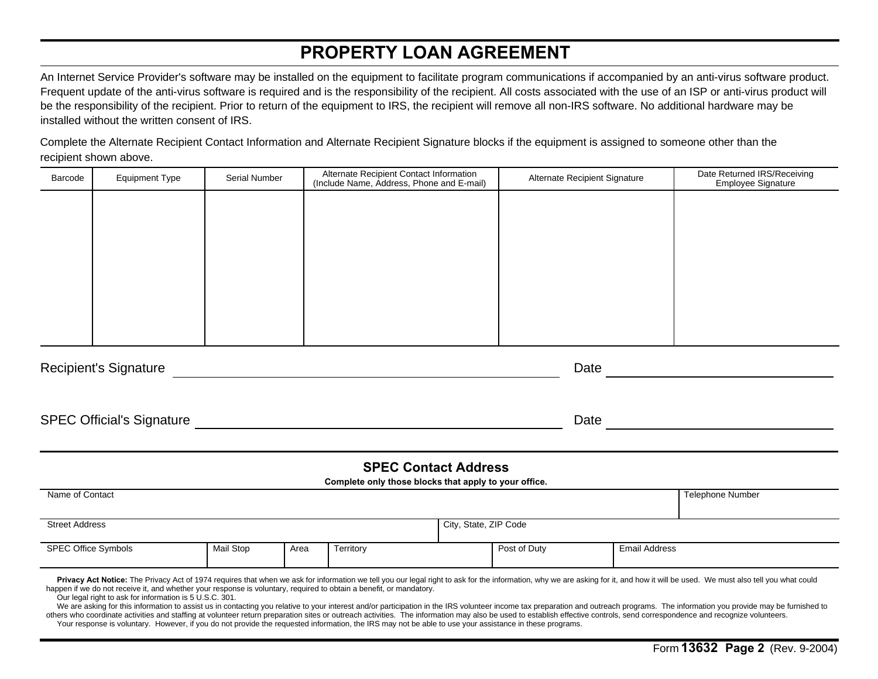# PROPERTY LOAN AGREEMENT

An Internet Service Provider's software may be installed on the equipment to facilitate program communications if accompanied by an anti-virus software product. Frequent update of the anti-virus software is required and is the responsibility of the recipient. All costs associated with the use of an ISP or anti-virus product will be the responsibility of the recipient. Prior to return of the equipment to IRS, the recipient will remove all non-IRS software. No additional hardware may be installed without the written consent of IRS.

Complete the Alternate Recipient Contact Information and Alternate Recipient Signature blocks if the equipment is assigned to someone other than the recipient shown above.

| Barcode | Equipment Type | Serial Number | Alternate Recipient Contact Information (Include Name, Address, Phone and E-mail) | Alternate Recipient Signature | Date Returned IRS/Receiving Employee Signature |
|---|---|---|---|---|---|
| | | | | | |

Recipient's Signature ______________________________ Date ______________

SPEC Official's Signature ______________________________ Date ______________

## SPEC Contact Address

**Complete only those blocks that apply to your office.**

| Name of Contact | | | | | | Telephone Number |
|---|---|---|---|---|---|---|
| Street Address | | | | City, State, ZIP Code | | |
| SPEC Office Symbols | Mail Stop | Area | Territory | Post of Duty | Email Address | |

**Privacy Act Notice:** The Privacy Act of 1974 requires that when we ask for information we tell you our legal right to ask for the information, why we are asking for it, and how it will be used. We must also tell you what could happen if we do not receive it, and whether your response is voluntary, required to obtain a benefit, or mandatory.

Our legal right to ask for information is 5 U.S.C. 301.

We are asking for this information to assist us in contacting you relative to your interest and/or participation in the IRS volunteer income tax preparation and outreach programs. The information you provide may be furnished to others who coordinate activities and staffing at volunteer return preparation sites or outreach activities. The information may also be used to establish effective controls, send correspondence and recognize volunteers.

Your response is voluntary. However, if you do not provide the requested information, the IRS may not be able to use your assistance in these programs.

Form **13632** **Page 2** (Rev. 9-2004)